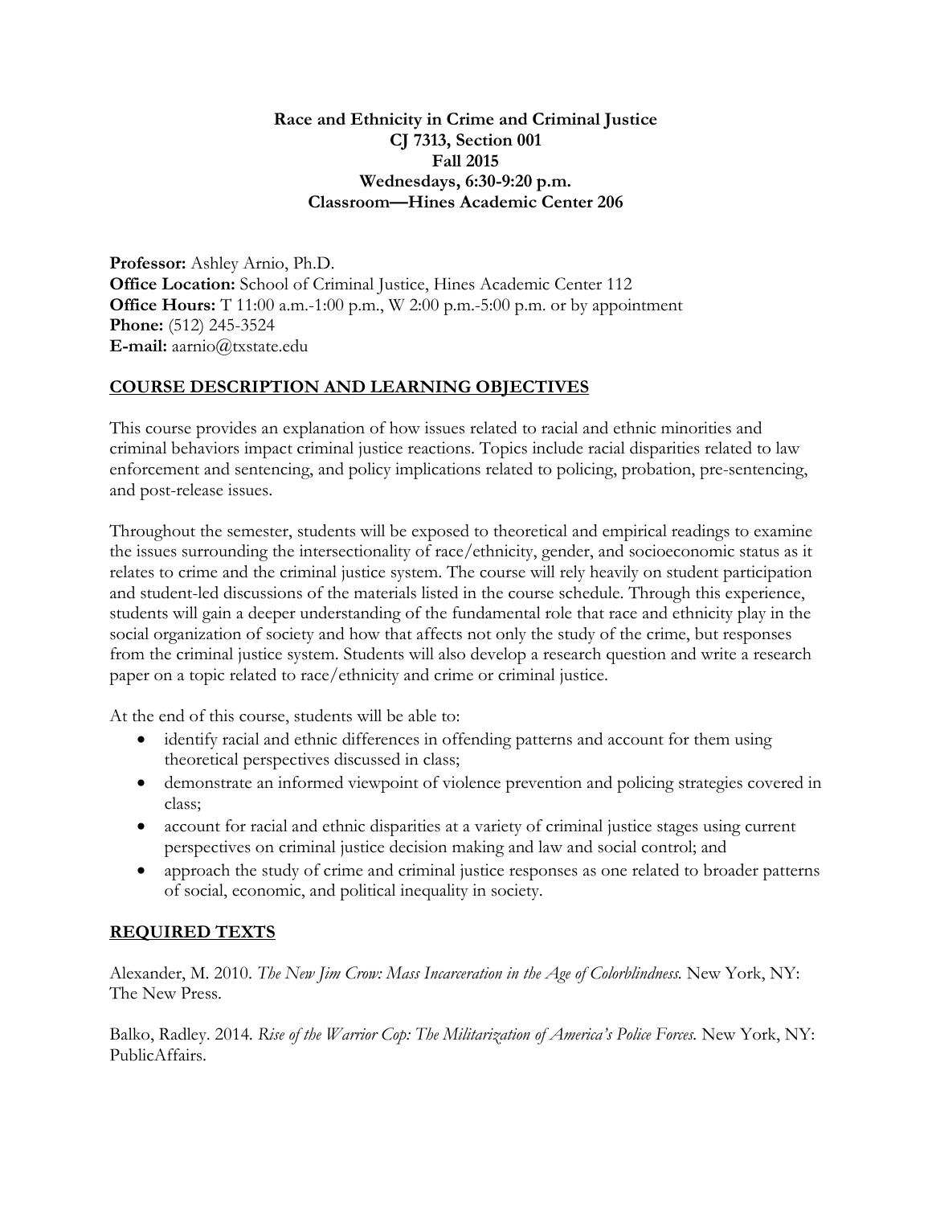**Race and Ethnicity in Crime and Criminal Justice**
**CJ 7313, Section 001**
**Fall 2015**
**Wednesdays, 6:30-9:20 p.m.**
**Classroom—Hines Academic Center 206**

**Professor:** Ashley Arnio, Ph.D.
**Office Location:** School of Criminal Justice, Hines Academic Center 112
**Office Hours:** T 11:00 a.m.-1:00 p.m., W 2:00 p.m.-5:00 p.m. or by appointment
**Phone:** (512) 245-3524
**E-mail:** aarnio@txstate.edu

## COURSE DESCRIPTION AND LEARNING OBJECTIVES

This course provides an explanation of how issues related to racial and ethnic minorities and criminal behaviors impact criminal justice reactions. Topics include racial disparities related to law enforcement and sentencing, and policy implications related to policing, probation, pre-sentencing, and post-release issues.

Throughout the semester, students will be exposed to theoretical and empirical readings to examine the issues surrounding the intersectionality of race/ethnicity, gender, and socioeconomic status as it relates to crime and the criminal justice system. The course will rely heavily on student participation and student-led discussions of the materials listed in the course schedule. Through this experience, students will gain a deeper understanding of the fundamental role that race and ethnicity play in the social organization of society and how that affects not only the study of the crime, but responses from the criminal justice system. Students will also develop a research question and write a research paper on a topic related to race/ethnicity and crime or criminal justice.

At the end of this course, students will be able to:

- identify racial and ethnic differences in offending patterns and account for them using theoretical perspectives discussed in class;
- demonstrate an informed viewpoint of violence prevention and policing strategies covered in class;
- account for racial and ethnic disparities at a variety of criminal justice stages using current perspectives on criminal justice decision making and law and social control; and
- approach the study of crime and criminal justice responses as one related to broader patterns of social, economic, and political inequality in society.

## REQUIRED TEXTS

Alexander, M. 2010. *The New Jim Crow: Mass Incarceration in the Age of Colorblindness.* New York, NY: The New Press.

Balko, Radley. 2014. *Rise of the Warrior Cop: The Militarization of America's Police Forces.* New York, NY: PublicAffairs.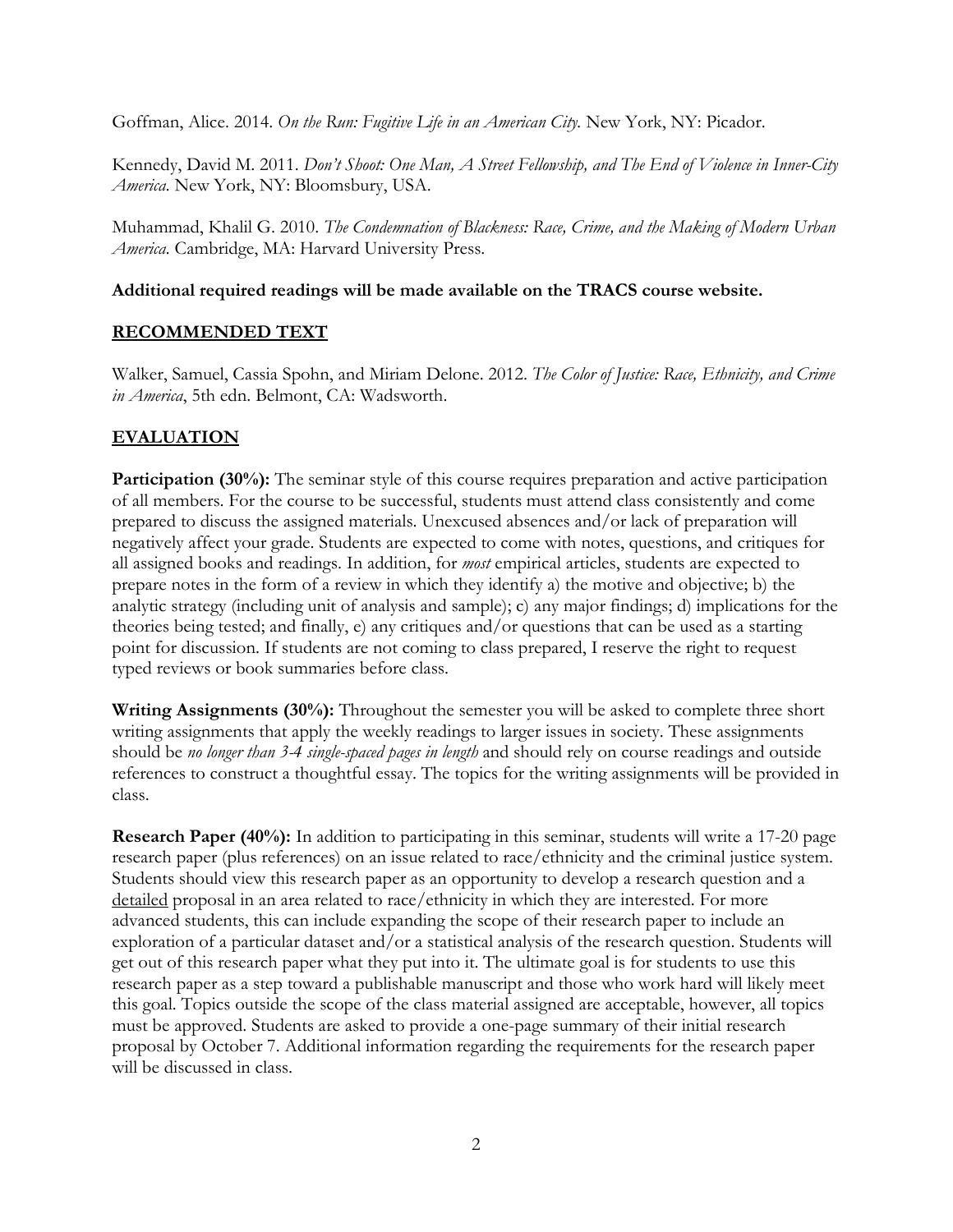Goffman, Alice. 2014. *On the Run: Fugitive Life in an American City.* New York, NY: Picador.

Kennedy, David M. 2011. *Don't Shoot: One Man, A Street Fellowship, and The End of Violence in Inner-City America.* New York, NY: Bloomsbury, USA.

Muhammad, Khalil G. 2010. *The Condemnation of Blackness: Race, Crime, and the Making of Modern Urban America.* Cambridge, MA: Harvard University Press.

**Additional required readings will be made available on the TRACS course website.**

## RECOMMENDED TEXT

Walker, Samuel, Cassia Spohn, and Miriam Delone. 2012. *The Color of Justice: Race, Ethnicity, and Crime in America*, 5th edn. Belmont, CA: Wadsworth.

## EVALUATION

**Participation (30%):** The seminar style of this course requires preparation and active participation of all members. For the course to be successful, students must attend class consistently and come prepared to discuss the assigned materials. Unexcused absences and/or lack of preparation will negatively affect your grade. Students are expected to come with notes, questions, and critiques for all assigned books and readings. In addition, for *most* empirical articles, students are expected to prepare notes in the form of a review in which they identify a) the motive and objective; b) the analytic strategy (including unit of analysis and sample); c) any major findings; d) implications for the theories being tested; and finally, e) any critiques and/or questions that can be used as a starting point for discussion. If students are not coming to class prepared, I reserve the right to request typed reviews or book summaries before class.

**Writing Assignments (30%):** Throughout the semester you will be asked to complete three short writing assignments that apply the weekly readings to larger issues in society. These assignments should be *no longer than 3-4 single-spaced pages in length* and should rely on course readings and outside references to construct a thoughtful essay. The topics for the writing assignments will be provided in class.

**Research Paper (40%):** In addition to participating in this seminar, students will write a 17-20 page research paper (plus references) on an issue related to race/ethnicity and the criminal justice system. Students should view this research paper as an opportunity to develop a research question and a detailed proposal in an area related to race/ethnicity in which they are interested. For more advanced students, this can include expanding the scope of their research paper to include an exploration of a particular dataset and/or a statistical analysis of the research question. Students will get out of this research paper what they put into it. The ultimate goal is for students to use this research paper as a step toward a publishable manuscript and those who work hard will likely meet this goal. Topics outside the scope of the class material assigned are acceptable, however, all topics must be approved. Students are asked to provide a one-page summary of their initial research proposal by October 7. Additional information regarding the requirements for the research paper will be discussed in class.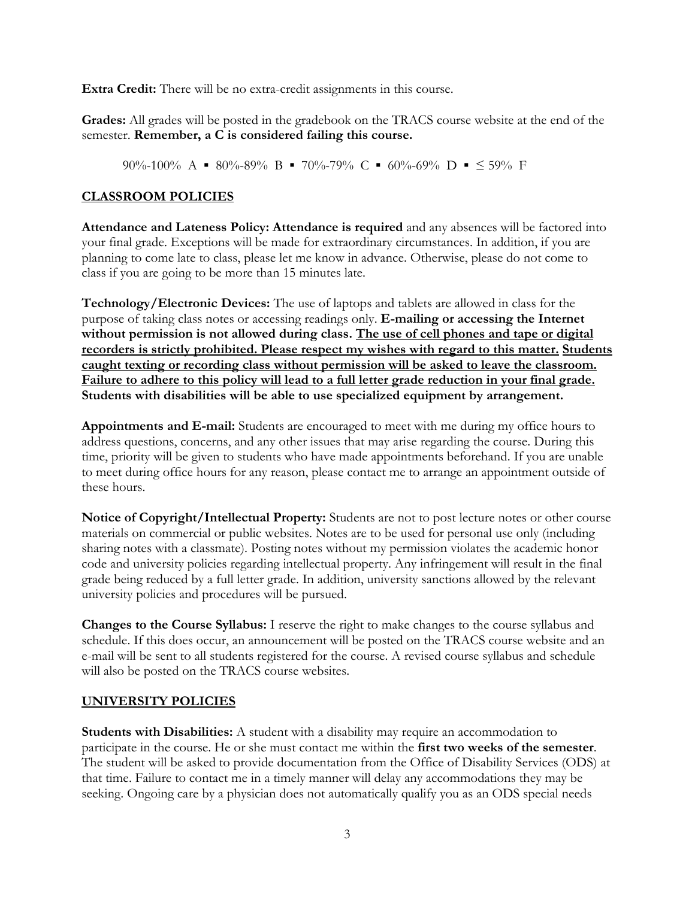**Extra Credit:** There will be no extra-credit assignments in this course.

**Grades:** All grades will be posted in the gradebook on the TRACS course website at the end of the semester. **Remember, a C is considered failing this course.**

90%-100% A ▪ 80%-89% B ▪ 70%-79% C ▪ 60%-69% D ▪ ≤ 59% F

## CLASSROOM POLICIES

**Attendance and Lateness Policy: Attendance is required** and any absences will be factored into your final grade. Exceptions will be made for extraordinary circumstances. In addition, if you are planning to come late to class, please let me know in advance. Otherwise, please do not come to class if you are going to be more than 15 minutes late.

**Technology/Electronic Devices:** The use of laptops and tablets are allowed in class for the purpose of taking class notes or accessing readings only. **E-mailing or accessing the Internet without permission is not allowed during class. The use of cell phones and tape or digital recorders is strictly prohibited. Please respect my wishes with regard to this matter. Students caught texting or recording class without permission will be asked to leave the classroom. Failure to adhere to this policy will lead to a full letter grade reduction in your final grade. Students with disabilities will be able to use specialized equipment by arrangement.**

**Appointments and E-mail:** Students are encouraged to meet with me during my office hours to address questions, concerns, and any other issues that may arise regarding the course. During this time, priority will be given to students who have made appointments beforehand. If you are unable to meet during office hours for any reason, please contact me to arrange an appointment outside of these hours.

**Notice of Copyright/Intellectual Property:** Students are not to post lecture notes or other course materials on commercial or public websites. Notes are to be used for personal use only (including sharing notes with a classmate). Posting notes without my permission violates the academic honor code and university policies regarding intellectual property. Any infringement will result in the final grade being reduced by a full letter grade. In addition, university sanctions allowed by the relevant university policies and procedures will be pursued.

**Changes to the Course Syllabus:** I reserve the right to make changes to the course syllabus and schedule. If this does occur, an announcement will be posted on the TRACS course website and an e-mail will be sent to all students registered for the course. A revised course syllabus and schedule will also be posted on the TRACS course websites.

## UNIVERSITY POLICIES

**Students with Disabilities:** A student with a disability may require an accommodation to participate in the course. He or she must contact me within the **first two weeks of the semester**. The student will be asked to provide documentation from the Office of Disability Services (ODS) at that time. Failure to contact me in a timely manner will delay any accommodations they may be seeking. Ongoing care by a physician does not automatically qualify you as an ODS special needs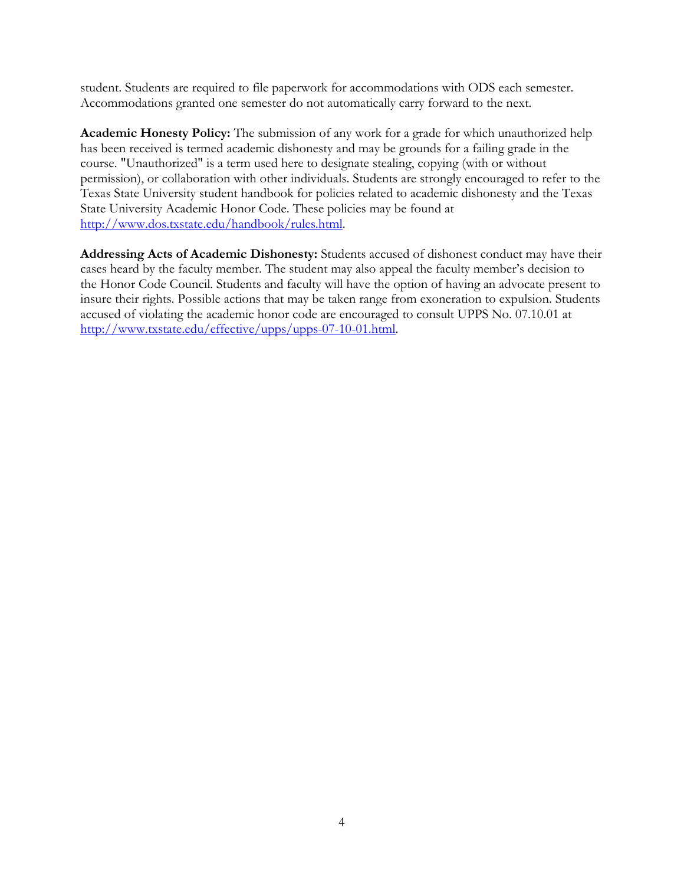student. Students are required to file paperwork for accommodations with ODS each semester. Accommodations granted one semester do not automatically carry forward to the next.

**Academic Honesty Policy:** The submission of any work for a grade for which unauthorized help has been received is termed academic dishonesty and may be grounds for a failing grade in the course. "Unauthorized" is a term used here to designate stealing, copying (with or without permission), or collaboration with other individuals. Students are strongly encouraged to refer to the Texas State University student handbook for policies related to academic dishonesty and the Texas State University Academic Honor Code. These policies may be found at [http://www.dos.txstate.edu/handbook/rules.html](http://www.dos.txstate.edu/handbook/rules.html).

**Addressing Acts of Academic Dishonesty:** Students accused of dishonest conduct may have their cases heard by the faculty member. The student may also appeal the faculty member's decision to the Honor Code Council. Students and faculty will have the option of having an advocate present to insure their rights. Possible actions that may be taken range from exoneration to expulsion. Students accused of violating the academic honor code are encouraged to consult UPPS No. 07.10.01 at [http://www.txstate.edu/effective/upps/upps-07-10-01.html](http://www.txstate.edu/effective/upps/upps-07-10-01.html).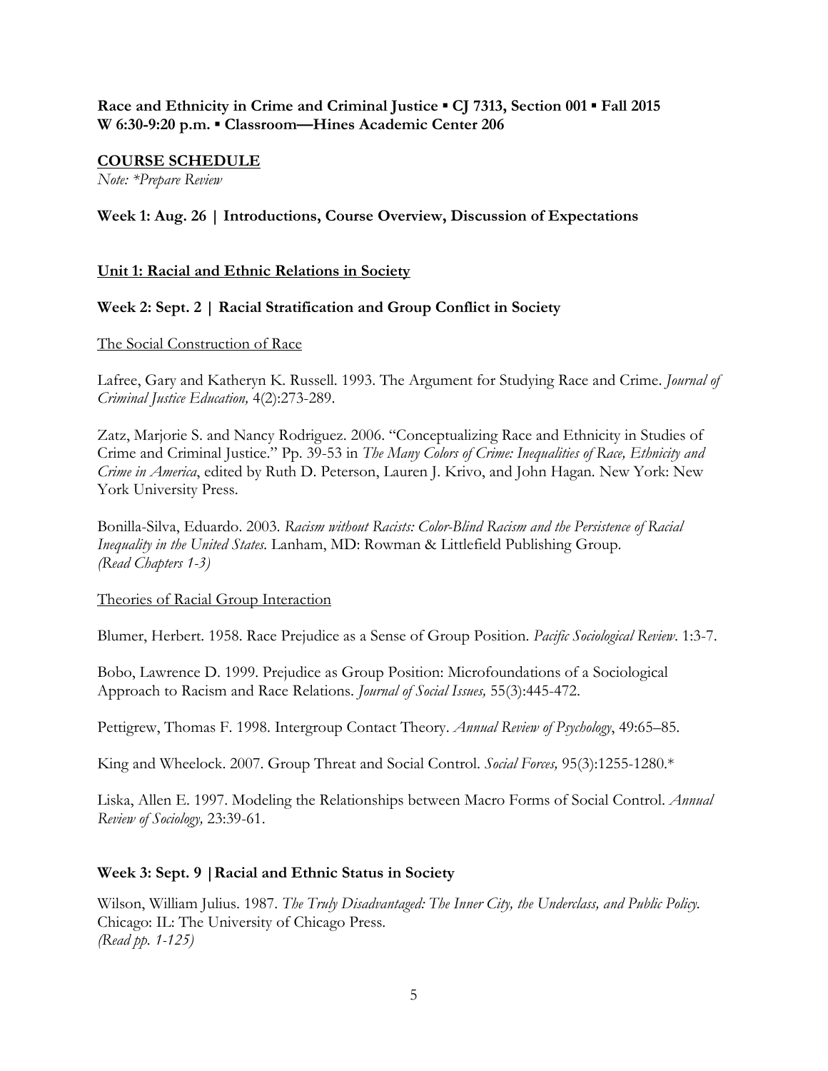**Race and Ethnicity in Crime and Criminal Justice ▪ CJ 7313, Section 001 ▪ Fall 2015**
**W 6:30-9:20 p.m. ▪ Classroom—Hines Academic Center 206**

## COURSE SCHEDULE

*Note: *Prepare Review*

### Week 1: Aug. 26 | Introductions, Course Overview, Discussion of Expectations

## Unit 1: Racial and Ethnic Relations in Society

### Week 2: Sept. 2 | Racial Stratification and Group Conflict in Society

The Social Construction of Race

Lafree, Gary and Katheryn K. Russell. 1993. The Argument for Studying Race and Crime. *Journal of Criminal Justice Education,* 4(2):273-289.

Zatz, Marjorie S. and Nancy Rodriguez. 2006. "Conceptualizing Race and Ethnicity in Studies of Crime and Criminal Justice." Pp. 39-53 in *The Many Colors of Crime: Inequalities of Race, Ethnicity and Crime in America*, edited by Ruth D. Peterson, Lauren J. Krivo, and John Hagan. New York: New York University Press.

Bonilla-Silva, Eduardo. 2003. *Racism without Racists: Color-Blind Racism and the Persistence of Racial Inequality in the United States.* Lanham, MD: Rowman & Littlefield Publishing Group.
*(Read Chapters 1-3)*

Theories of Racial Group Interaction

Blumer, Herbert. 1958. Race Prejudice as a Sense of Group Position. *Pacific Sociological Review*. 1:3-7.

Bobo, Lawrence D. 1999. Prejudice as Group Position: Microfoundations of a Sociological Approach to Racism and Race Relations. *Journal of Social Issues,* 55(3):445-472.

Pettigrew, Thomas F. 1998. Intergroup Contact Theory. *Annual Review of Psychology*, 49:65–85.

King and Wheelock. 2007. Group Threat and Social Control. *Social Forces,* 95(3):1255-1280.*

Liska, Allen E. 1997. Modeling the Relationships between Macro Forms of Social Control. *Annual Review of Sociology,* 23:39-61.

### Week 3: Sept. 9 | Racial and Ethnic Status in Society

Wilson, William Julius. 1987. *The Truly Disadvantaged: The Inner City, the Underclass, and Public Policy.* Chicago: IL: The University of Chicago Press.
*(Read pp. 1-125)*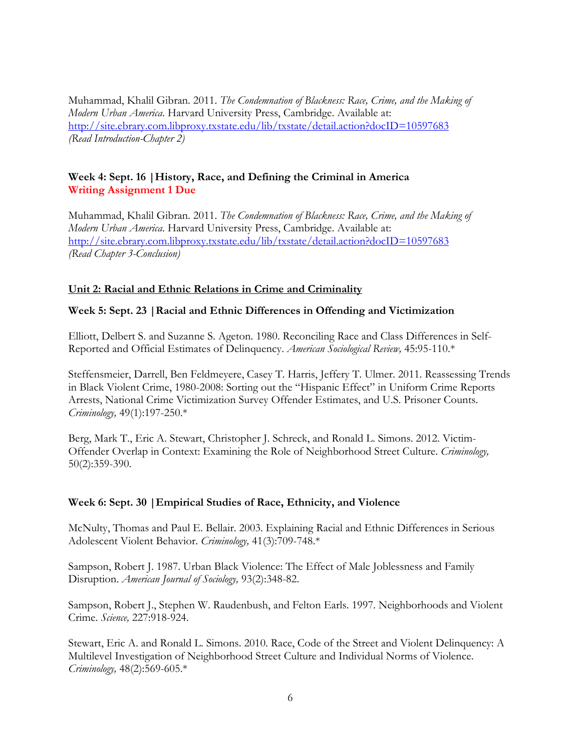Muhammad, Khalil Gibran. 2011. *The Condemnation of Blackness: Race, Crime, and the Making of Modern Urban America.* Harvard University Press, Cambridge. Available at: http://site.ebrary.com.libproxy.txstate.edu/lib/txstate/detail.action?docID=10597683
*(Read Introduction-Chapter 2)*

### Week 4: Sept. 16 | History, Race, and Defining the Criminal in America
**Writing Assignment 1 Due**

Muhammad, Khalil Gibran. 2011. *The Condemnation of Blackness: Race, Crime, and the Making of Modern Urban America.* Harvard University Press, Cambridge. Available at: http://site.ebrary.com.libproxy.txstate.edu/lib/txstate/detail.action?docID=10597683
*(Read Chapter 3-Conclusion)*

## Unit 2: Racial and Ethnic Relations in Crime and Criminality

### Week 5: Sept. 23 | Racial and Ethnic Differences in Offending and Victimization

Elliott, Delbert S. and Suzanne S. Ageton. 1980. Reconciling Race and Class Differences in Self-Reported and Official Estimates of Delinquency. *American Sociological Review,* 45:95-110.*

Steffensmeier, Darrell, Ben Feldmeyere, Casey T. Harris, Jeffery T. Ulmer. 2011. Reassessing Trends in Black Violent Crime, 1980-2008: Sorting out the "Hispanic Effect" in Uniform Crime Reports Arrests, National Crime Victimization Survey Offender Estimates, and U.S. Prisoner Counts. *Criminology,* 49(1):197-250.*

Berg, Mark T., Eric A. Stewart, Christopher J. Schreck, and Ronald L. Simons. 2012. Victim-Offender Overlap in Context: Examining the Role of Neighborhood Street Culture. *Criminology,* 50(2):359-390.

### Week 6: Sept. 30 | Empirical Studies of Race, Ethnicity, and Violence

McNulty, Thomas and Paul E. Bellair. 2003. Explaining Racial and Ethnic Differences in Serious Adolescent Violent Behavior. *Criminology,* 41(3):709-748.*

Sampson, Robert J. 1987. Urban Black Violence: The Effect of Male Joblessness and Family Disruption. *American Journal of Sociology,* 93(2):348-82.

Sampson, Robert J., Stephen W. Raudenbush, and Felton Earls. 1997. Neighborhoods and Violent Crime. *Science,* 227:918-924.

Stewart, Eric A. and Ronald L. Simons. 2010. Race, Code of the Street and Violent Delinquency: A Multilevel Investigation of Neighborhood Street Culture and Individual Norms of Violence. *Criminology,* 48(2):569-605.*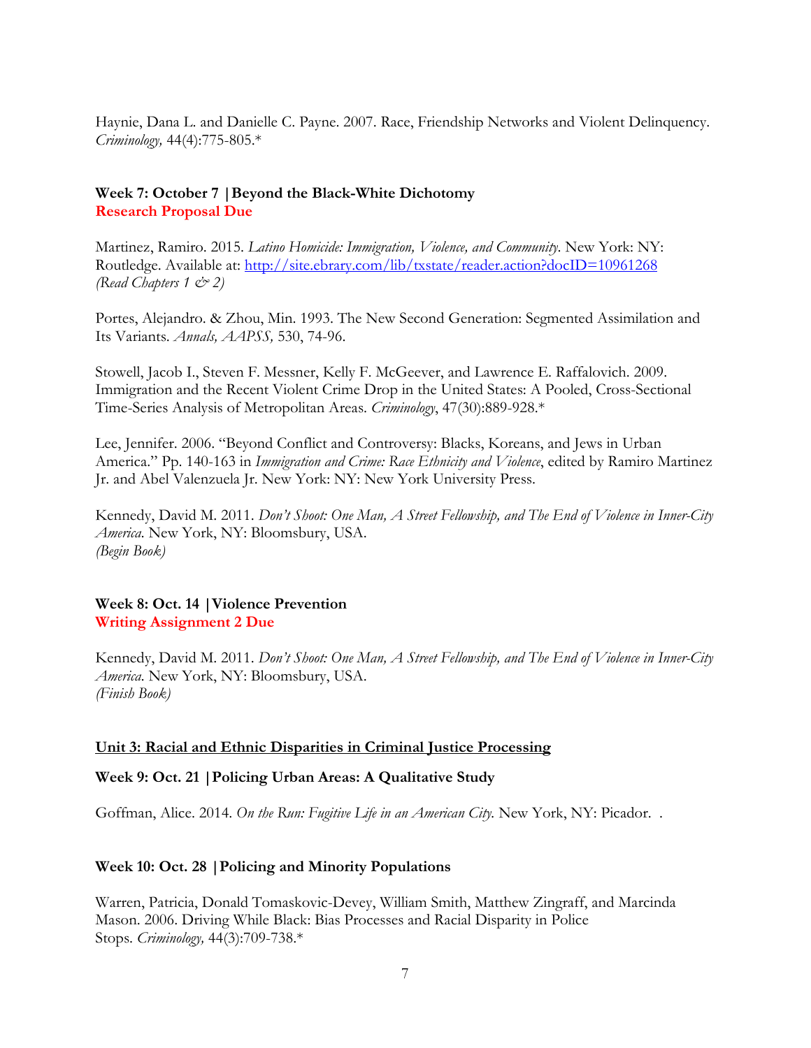Haynie, Dana L. and Danielle C. Payne. 2007. Race, Friendship Networks and Violent Delinquency. *Criminology,* 44(4):775-805.*

**Week 7: October 7 | Beyond the Black-White Dichotomy**
**Research Proposal Due**

Martinez, Ramiro. 2015. *Latino Homicide: Immigration, Violence, and Community*. New York: NY: Routledge. Available at: http://site.ebrary.com/lib/txstate/reader.action?docID=10961268
*(Read Chapters 1 & 2)*

Portes, Alejandro. & Zhou, Min. 1993. The New Second Generation: Segmented Assimilation and Its Variants. *Annals, AAPSS,* 530, 74-96.

Stowell, Jacob I., Steven F. Messner, Kelly F. McGeever, and Lawrence E. Raffalovich. 2009. Immigration and the Recent Violent Crime Drop in the United States: A Pooled, Cross-Sectional Time-Series Analysis of Metropolitan Areas. *Criminology*, 47(30):889-928.*

Lee, Jennifer. 2006. "Beyond Conflict and Controversy: Blacks, Koreans, and Jews in Urban America." Pp. 140-163 in *Immigration and Crime: Race Ethnicity and Violence*, edited by Ramiro Martinez Jr. and Abel Valenzuela Jr. New York: NY: New York University Press.

Kennedy, David M. 2011. *Don't Shoot: One Man, A Street Fellowship, and The End of Violence in Inner-City America*. New York, NY: Bloomsbury, USA.
*(Begin Book)*

**Week 8: Oct. 14 | Violence Prevention**
**Writing Assignment 2 Due**

Kennedy, David M. 2011. *Don't Shoot: One Man, A Street Fellowship, and The End of Violence in Inner-City America*. New York, NY: Bloomsbury, USA.
*(Finish Book)*

**Unit 3: Racial and Ethnic Disparities in Criminal Justice Processing**

**Week 9: Oct. 21 | Policing Urban Areas: A Qualitative Study**

Goffman, Alice. 2014. *On the Run: Fugitive Life in an American City.* New York, NY: Picador. .

**Week 10: Oct. 28 | Policing and Minority Populations**

Warren, Patricia, Donald Tomaskovic-Devey, William Smith, Matthew Zingraff, and Marcinda Mason. 2006. Driving While Black: Bias Processes and Racial Disparity in Police Stops. *Criminology,* 44(3):709-738.*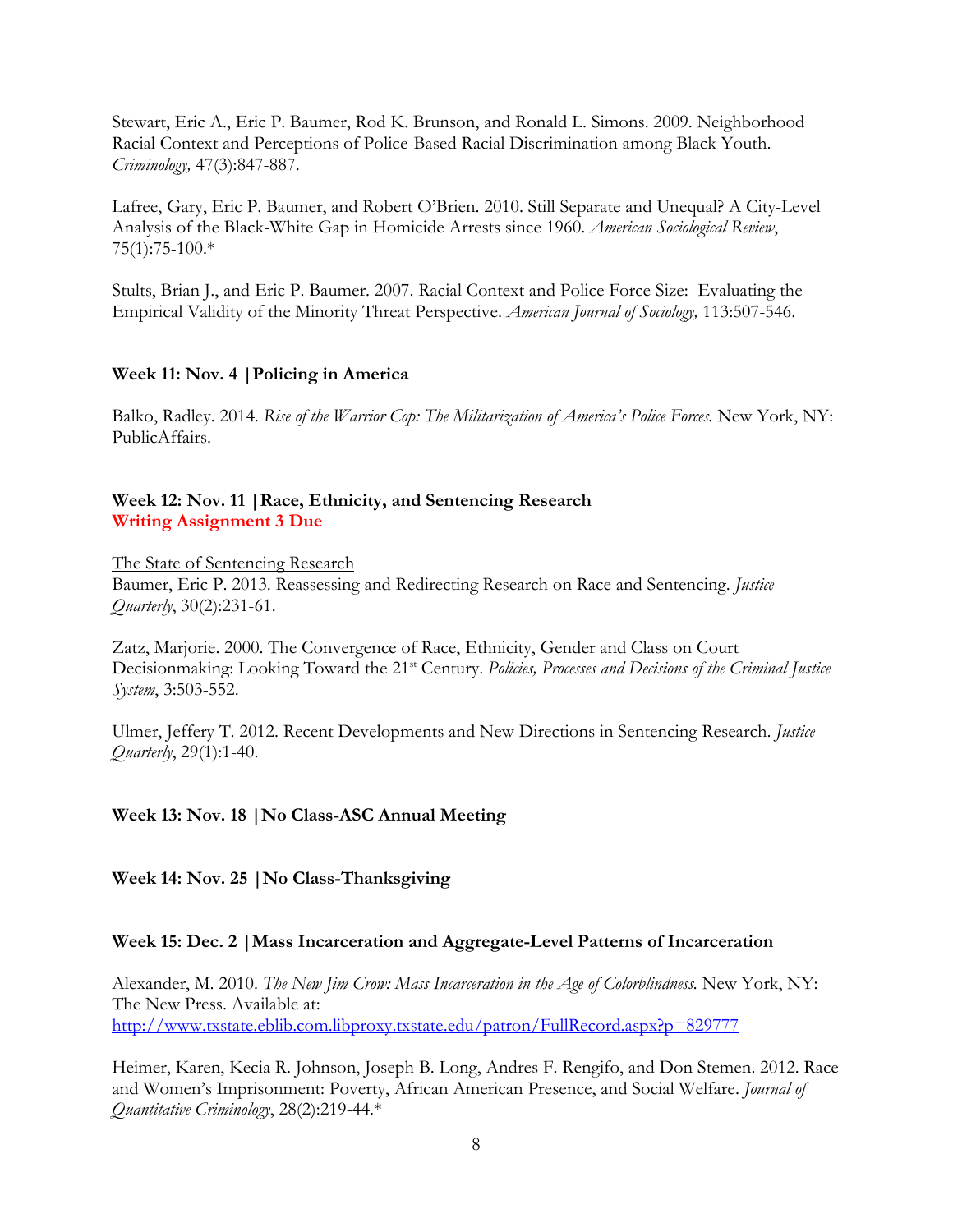Stewart, Eric A., Eric P. Baumer, Rod K. Brunson, and Ronald L. Simons. 2009. Neighborhood Racial Context and Perceptions of Police-Based Racial Discrimination among Black Youth. *Criminology,* 47(3):847-887.

Lafree, Gary, Eric P. Baumer, and Robert O'Brien. 2010. Still Separate and Unequal? A City-Level Analysis of the Black-White Gap in Homicide Arrests since 1960. *American Sociological Review*, 75(1):75-100.*

Stults, Brian J., and Eric P. Baumer. 2007. Racial Context and Police Force Size: Evaluating the Empirical Validity of the Minority Threat Perspective. *American Journal of Sociology,* 113:507-546.

**Week 11: Nov. 4 | Policing in America**

Balko, Radley. 2014. *Rise of the Warrior Cop: The Militarization of America's Police Forces.* New York, NY: PublicAffairs.

**Week 12: Nov. 11 | Race, Ethnicity, and Sentencing Research**
**Writing Assignment 3 Due**

The State of Sentencing Research
Baumer, Eric P. 2013. Reassessing and Redirecting Research on Race and Sentencing. *Justice Quarterly*, 30(2):231-61.

Zatz, Marjorie. 2000. The Convergence of Race, Ethnicity, Gender and Class on Court Decisionmaking: Looking Toward the 21st Century. *Policies, Processes and Decisions of the Criminal Justice System*, 3:503-552.

Ulmer, Jeffery T. 2012. Recent Developments and New Directions in Sentencing Research. *Justice Quarterly*, 29(1):1-40.

**Week 13: Nov. 18 | No Class-ASC Annual Meeting**

**Week 14: Nov. 25 | No Class-Thanksgiving**

**Week 15: Dec. 2 | Mass Incarceration and Aggregate-Level Patterns of Incarceration**

Alexander, M. 2010. *The New Jim Crow: Mass Incarceration in the Age of Colorblindness.* New York, NY: The New Press. Available at:
http://www.txstate.eblib.com.libproxy.txstate.edu/patron/FullRecord.aspx?p=829777

Heimer, Karen, Kecia R. Johnson, Joseph B. Long, Andres F. Rengifo, and Don Stemen. 2012. Race and Women's Imprisonment: Poverty, African American Presence, and Social Welfare. *Journal of Quantitative Criminology*, 28(2):219-44.*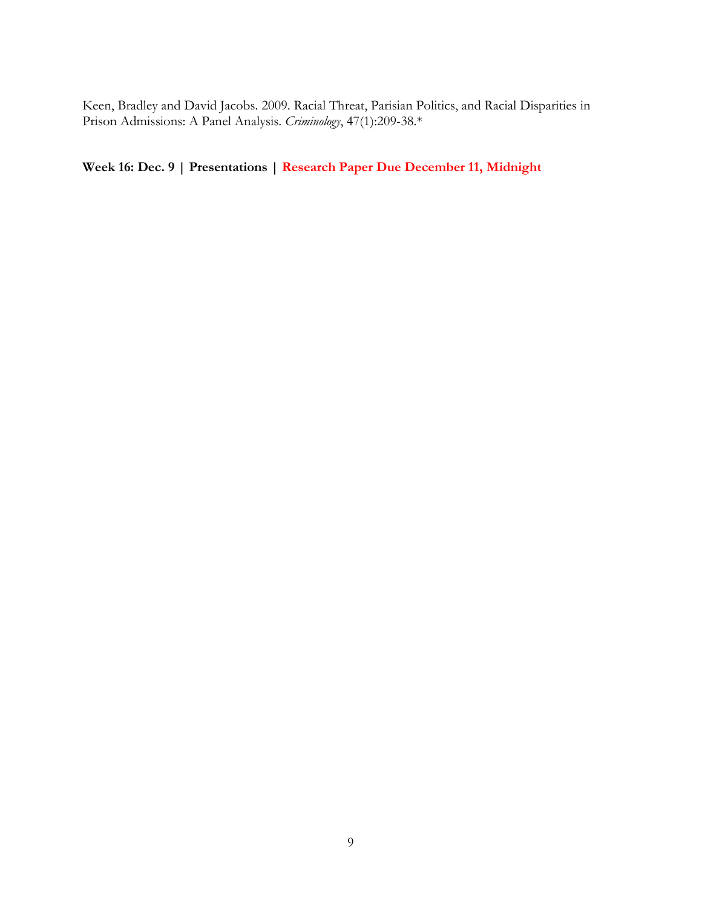Keen, Bradley and David Jacobs. 2009. Racial Threat, Parisian Politics, and Racial Disparities in Prison Admissions: A Panel Analysis. *Criminology*, 47(1):209-38.*

**Week 16: Dec. 9 | Presentations | Research Paper Due December 11, Midnight**